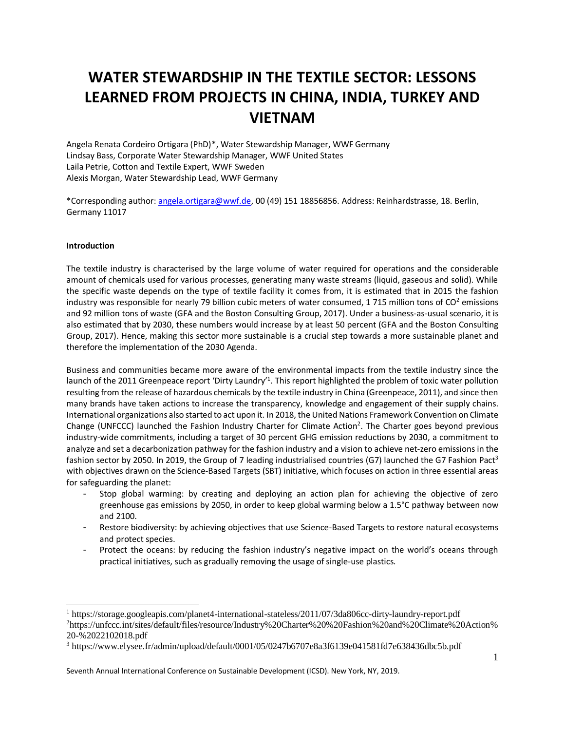# WATER STEWARDSHIP IN THE TEXTILE SECTOR: LESSONS LEARNED FROM PROJECTS IN CHINA, INDIA, TURKEY AND VIETNAM

Angela Renata Cordeiro Ortigara (PhD)*, Water Stewardship Manager, WWF Germany
Lindsay Bass, Corporate Water Stewardship Manager, WWF United States
Laila Petrie, Cotton and Textile Expert, WWF Sweden
Alexis Morgan, Water Stewardship Lead, WWF Germany

*Corresponding author: angela.ortigara@wwf.de, 00 (49) 151 18856856. Address: Reinhardstrasse, 18. Berlin, Germany 11017

**Introduction**

The textile industry is characterised by the large volume of water required for operations and the considerable amount of chemicals used for various processes, generating many waste streams (liquid, gaseous and solid). While the specific waste depends on the type of textile facility it comes from, it is estimated that in 2015 the fashion industry was responsible for nearly 79 billion cubic meters of water consumed, 1 715 million tons of $CO^2$ emissions and 92 million tons of waste (GFA and the Boston Consulting Group, 2017). Under a business-as-usual scenario, it is also estimated that by 2030, these numbers would increase by at least 50 percent (GFA and the Boston Consulting Group, 2017). Hence, making this sector more sustainable is a crucial step towards a more sustainable planet and therefore the implementation of the 2030 Agenda.

Business and communities became more aware of the environmental impacts from the textile industry since the launch of the 2011 Greenpeace report 'Dirty Laundry'[1]. This report highlighted the problem of toxic water pollution resulting from the release of hazardous chemicals by the textile industry in China (Greenpeace, 2011), and since then many brands have taken actions to increase the transparency, knowledge and engagement of their supply chains. International organizations also started to act upon it. In 2018, the United Nations Framework Convention on Climate Change (UNFCCC) launched the Fashion Industry Charter for Climate Action[2]. The Charter goes beyond previous industry-wide commitments, including a target of 30 percent GHG emission reductions by 2030, a commitment to analyze and set a decarbonization pathway for the fashion industry and a vision to achieve net-zero emissions in the fashion sector by 2050. In 2019, the Group of 7 leading industrialised countries (G7) launched the G7 Fashion Pact[3] with objectives drawn on the Science-Based Targets (SBT) initiative, which focuses on action in three essential areas for safeguarding the planet:

- Stop global warming: by creating and deploying an action plan for achieving the objective of zero greenhouse gas emissions by 2050, in order to keep global warming below a 1.5°C pathway between now and 2100.
- Restore biodiversity: by achieving objectives that use Science-Based Targets to restore natural ecosystems and protect species.
- Protect the oceans: by reducing the fashion industry's negative impact on the world's oceans through practical initiatives, such as gradually removing the usage of single-use plastics.

[1] https://storage.googleapis.com/planet4-international-stateless/2011/07/3da806cc-dirty-laundry-report.pdf
[2] https://unfccc.int/sites/default/files/resource/Industry%20Charter%20%20Fashion%20and%20Climate%20Action%20-%2022102018.pdf
[3] https://www.elysee.fr/admin/upload/default/0001/05/0247b6707e8a3f6139e041581fd7e638436dbc5b.pdf

Seventh Annual International Conference on Sustainable Development (ICSD). New York, NY, 2019.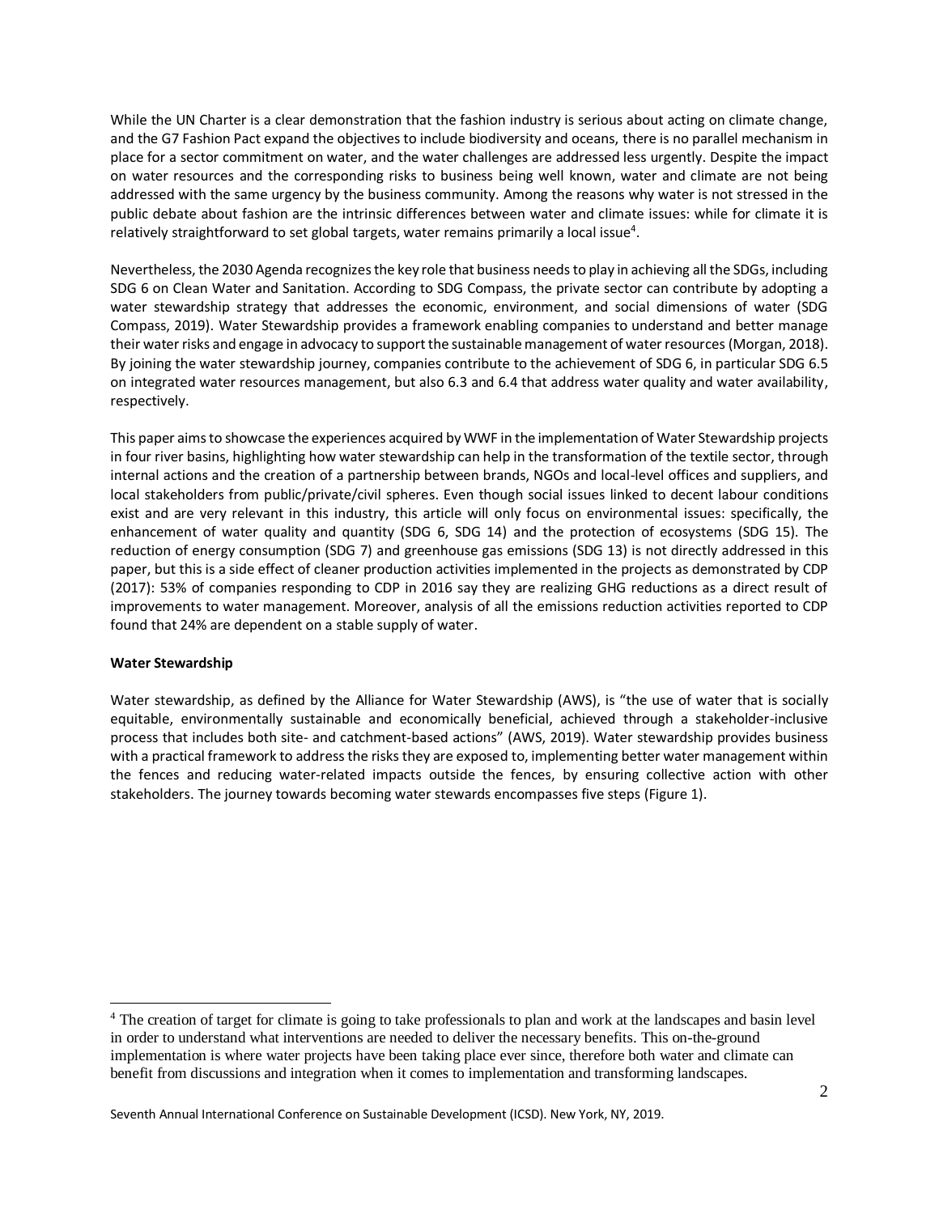While the UN Charter is a clear demonstration that the fashion industry is serious about acting on climate change, and the G7 Fashion Pact expand the objectives to include biodiversity and oceans, there is no parallel mechanism in place for a sector commitment on water, and the water challenges are addressed less urgently. Despite the impact on water resources and the corresponding risks to business being well known, water and climate are not being addressed with the same urgency by the business community. Among the reasons why water is not stressed in the public debate about fashion are the intrinsic differences between water and climate issues: while for climate it is relatively straightforward to set global targets, water remains primarily a local issue[4].

Nevertheless, the 2030 Agenda recognizes the key role that business needs to play in achieving all the SDGs, including SDG 6 on Clean Water and Sanitation. According to SDG Compass, the private sector can contribute by adopting a water stewardship strategy that addresses the economic, environment, and social dimensions of water (SDG Compass, 2019). Water Stewardship provides a framework enabling companies to understand and better manage their water risks and engage in advocacy to support the sustainable management of water resources (Morgan, 2018). By joining the water stewardship journey, companies contribute to the achievement of SDG 6, in particular SDG 6.5 on integrated water resources management, but also 6.3 and 6.4 that address water quality and water availability, respectively.

This paper aims to showcase the experiences acquired by WWF in the implementation of Water Stewardship projects in four river basins, highlighting how water stewardship can help in the transformation of the textile sector, through internal actions and the creation of a partnership between brands, NGOs and local-level offices and suppliers, and local stakeholders from public/private/civil spheres. Even though social issues linked to decent labour conditions exist and are very relevant in this industry, this article will only focus on environmental issues: specifically, the enhancement of water quality and quantity (SDG 6, SDG 14) and the protection of ecosystems (SDG 15). The reduction of energy consumption (SDG 7) and greenhouse gas emissions (SDG 13) is not directly addressed in this paper, but this is a side effect of cleaner production activities implemented in the projects as demonstrated by CDP (2017): 53% of companies responding to CDP in 2016 say they are realizing GHG reductions as a direct result of improvements to water management. Moreover, analysis of all the emissions reduction activities reported to CDP found that 24% are dependent on a stable supply of water.

**Water Stewardship**

Water stewardship, as defined by the Alliance for Water Stewardship (AWS), is "the use of water that is socially equitable, environmentally sustainable and economically beneficial, achieved through a stakeholder-inclusive process that includes both site- and catchment-based actions" (AWS, 2019). Water stewardship provides business with a practical framework to address the risks they are exposed to, implementing better water management within the fences and reducing water-related impacts outside the fences, by ensuring collective action with other stakeholders. The journey towards becoming water stewards encompasses five steps (Figure 1).

[4] The creation of target for climate is going to take professionals to plan and work at the landscapes and basin level in order to understand what interventions are needed to deliver the necessary benefits. This on-the-ground implementation is where water projects have been taking place ever since, therefore both water and climate can benefit from discussions and integration when it comes to implementation and transforming landscapes.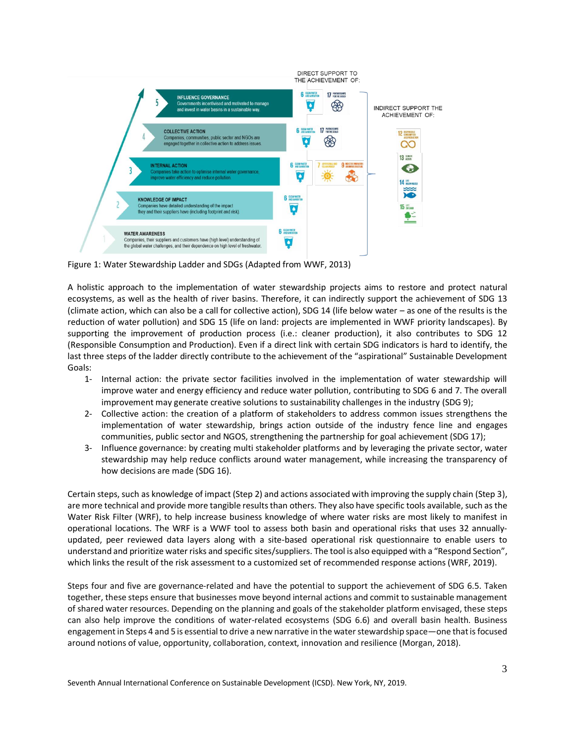Figure 1: Water Stewardship Ladder and SDGs (Adapted from WWF, 2013)

A holistic approach to the implementation of water stewardship projects aims to restore and protect natural ecosystems, as well as the health of river basins. Therefore, it can indirectly support the achievement of SDG 13 (climate action, which can also be a call for collective action), SDG 14 (life below water – as one of the results is the reduction of water pollution) and SDG 15 (life on land: projects are implemented in WWF priority landscapes). By supporting the improvement of production process (i.e.: cleaner production), it also contributes to SDG 12 (Responsible Consumption and Production). Even if a direct link with certain SDG indicators is hard to identify, the last three steps of the ladder directly contribute to the achievement of the "aspirational" Sustainable Development Goals:

1- Internal action: the private sector facilities involved in the implementation of water stewardship will improve water and energy efficiency and reduce water pollution, contributing to SDG 6 and 7. The overall improvement may generate creative solutions to sustainability challenges in the industry (SDG 9);
2- Collective action: the creation of a platform of stakeholders to address common issues strengthens the implementation of water stewardship, brings action outside of the industry fence line and engages communities, public sector and NGOS, strengthening the partnership for goal achievement (SDG 17);
3- Influence governance: by creating multi stakeholder platforms and by leveraging the private sector, water stewardship may help reduce conflicts around water management, while increasing the transparency of how decisions are made (SDG 16).

Certain steps, such as knowledge of impact (Step 2) and actions associated with improving the supply chain (Step 3), are more technical and provide more tangible results than others. They also have specific tools available, such as the Water Risk Filter (WRF), to help increase business knowledge of where water risks are most likely to manifest in operational locations. The WRF is a WWF tool to assess both basin and operational risks that uses 32 annually-updated, peer reviewed data layers along with a site-based operational risk questionnaire to enable users to understand and prioritize water risks and specific sites/suppliers. The tool is also equipped with a "Respond Section", which links the result of the risk assessment to a customized set of recommended response actions (WRF, 2019).

Steps four and five are governance-related and have the potential to support the achievement of SDG 6.5. Taken together, these steps ensure that businesses move beyond internal actions and commit to sustainable management of shared water resources. Depending on the planning and goals of the stakeholder platform envisaged, these steps can also help improve the conditions of water-related ecosystems (SDG 6.6) and overall basin health. Business engagement in Steps 4 and 5 is essential to drive a new narrative in the water stewardship space—one that is focused around notions of value, opportunity, collaboration, context, innovation and resilience (Morgan, 2018).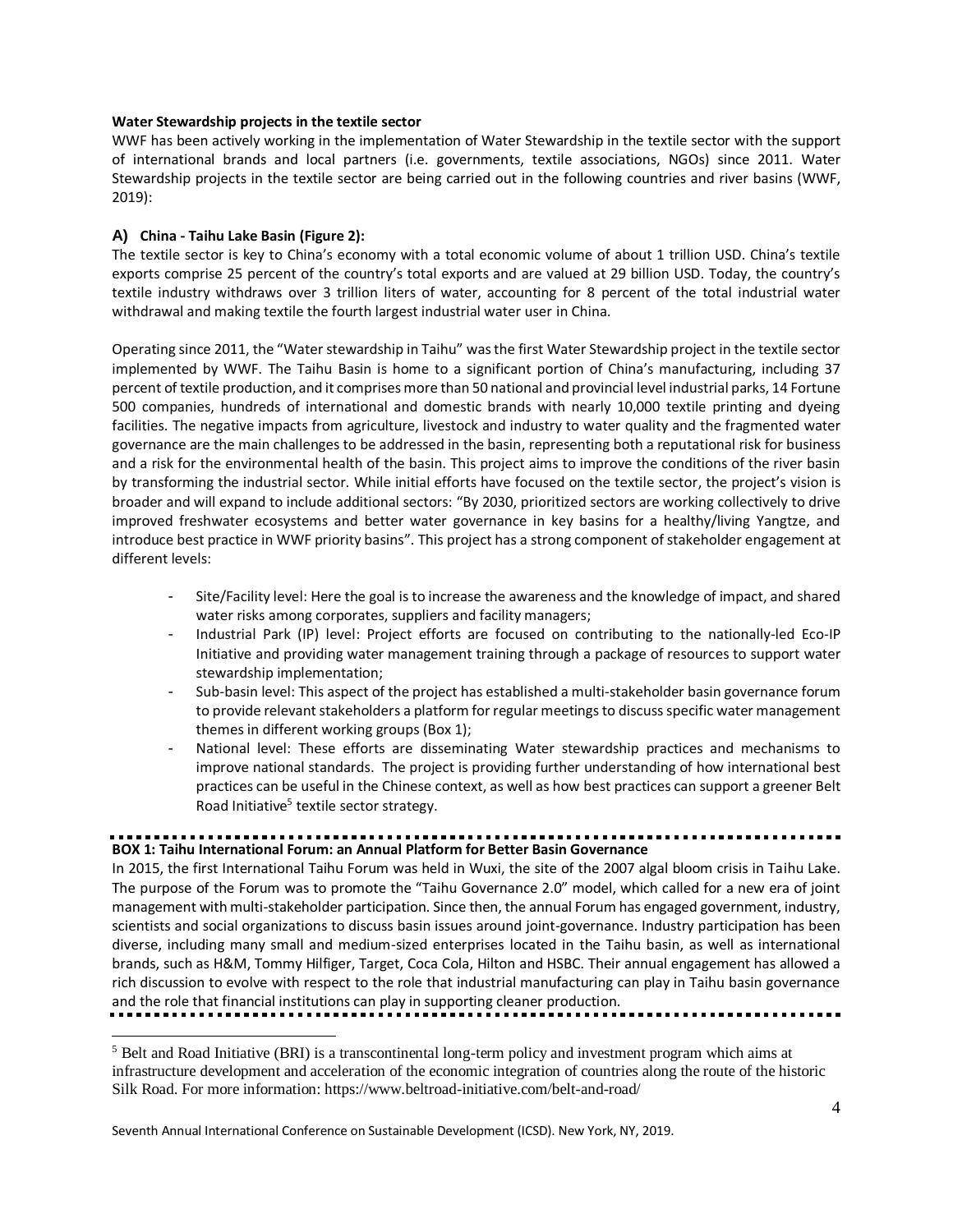**Water Stewardship projects in the textile sector**

WWF has been actively working in the implementation of Water Stewardship in the textile sector with the support of international brands and local partners (i.e. governments, textile associations, NGOs) since 2011. Water Stewardship projects in the textile sector are being carried out in the following countries and river basins (WWF, 2019):

**A) China - Taihu Lake Basin (Figure 2):**

The textile sector is key to China's economy with a total economic volume of about 1 trillion USD. China's textile exports comprise 25 percent of the country's total exports and are valued at 29 billion USD. Today, the country's textile industry withdraws over 3 trillion liters of water, accounting for 8 percent of the total industrial water withdrawal and making textile the fourth largest industrial water user in China.

Operating since 2011, the "Water stewardship in Taihu" was the first Water Stewardship project in the textile sector implemented by WWF. The Taihu Basin is home to a significant portion of China's manufacturing, including 37 percent of textile production, and it comprises more than 50 national and provincial level industrial parks, 14 Fortune 500 companies, hundreds of international and domestic brands with nearly 10,000 textile printing and dyeing facilities. The negative impacts from agriculture, livestock and industry to water quality and the fragmented water governance are the main challenges to be addressed in the basin, representing both a reputational risk for business and a risk for the environmental health of the basin. This project aims to improve the conditions of the river basin by transforming the industrial sector. While initial efforts have focused on the textile sector, the project's vision is broader and will expand to include additional sectors: "By 2030, prioritized sectors are working collectively to drive improved freshwater ecosystems and better water governance in key basins for a healthy/living Yangtze, and introduce best practice in WWF priority basins". This project has a strong component of stakeholder engagement at different levels:

- Site/Facility level: Here the goal is to increase the awareness and the knowledge of impact, and shared water risks among corporates, suppliers and facility managers;
- Industrial Park (IP) level: Project efforts are focused on contributing to the nationally-led Eco-IP Initiative and providing water management training through a package of resources to support water stewardship implementation;
- Sub-basin level: This aspect of the project has established a multi-stakeholder basin governance forum to provide relevant stakeholders a platform for regular meetings to discuss specific water management themes in different working groups (Box 1);
- National level: These efforts are disseminating Water stewardship practices and mechanisms to improve national standards. The project is providing further understanding of how international best practices can be useful in the Chinese context, as well as how best practices can support a greener Belt Road Initiative[5] textile sector strategy.

---

**BOX 1: Taihu International Forum: an Annual Platform for Better Basin Governance**

In 2015, the first International Taihu Forum was held in Wuxi, the site of the 2007 algal bloom crisis in Taihu Lake. The purpose of the Forum was to promote the "Taihu Governance 2.0" model, which called for a new era of joint management with multi-stakeholder participation. Since then, the annual Forum has engaged government, industry, scientists and social organizations to discuss basin issues around joint-governance. Industry participation has been diverse, including many small and medium-sized enterprises located in the Taihu basin, as well as international brands, such as H&M, Tommy Hilfiger, Target, Coca Cola, Hilton and HSBC. Their annual engagement has allowed a rich discussion to evolve with respect to the role that industrial manufacturing can play in Taihu basin governance and the role that financial institutions can play in supporting cleaner production.

---

[5] Belt and Road Initiative (BRI) is a transcontinental long-term policy and investment program which aims at infrastructure development and acceleration of the economic integration of countries along the route of the historic Silk Road. For more information: https://www.beltroad-initiative.com/belt-and-road/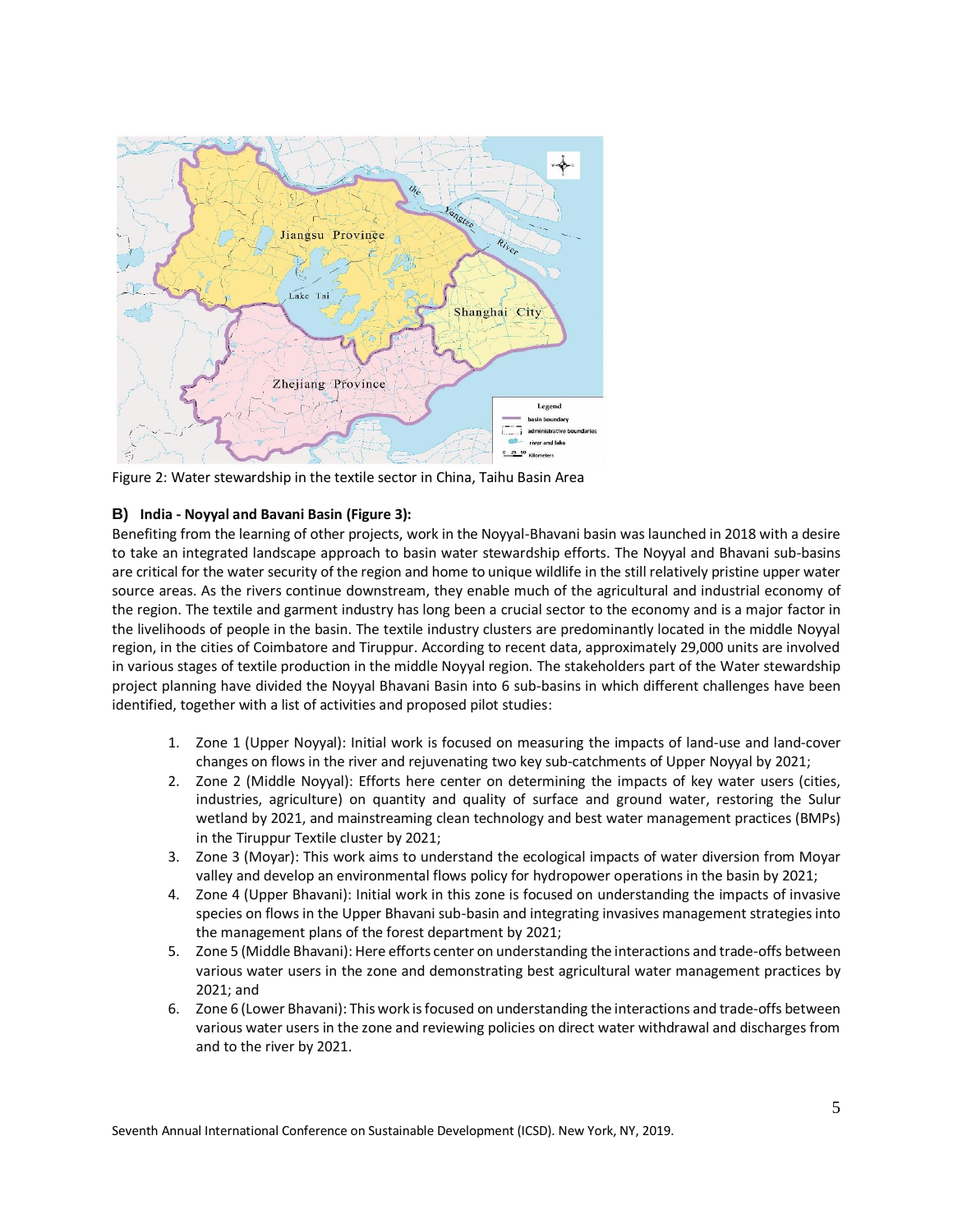Figure 2: Water stewardship in the textile sector in China, Taihu Basin Area

### B) India - Noyyal and Bavani Basin (Figure 3):

Benefiting from the learning of other projects, work in the Noyyal-Bhavani basin was launched in 2018 with a desire to take an integrated landscape approach to basin water stewardship efforts. The Noyyal and Bhavani sub-basins are critical for the water security of the region and home to unique wildlife in the still relatively pristine upper water source areas. As the rivers continue downstream, they enable much of the agricultural and industrial economy of the region. The textile and garment industry has long been a crucial sector to the economy and is a major factor in the livelihoods of people in the basin. The textile industry clusters are predominantly located in the middle Noyyal region, in the cities of Coimbatore and Tiruppur. According to recent data, approximately 29,000 units are involved in various stages of textile production in the middle Noyyal region. The stakeholders part of the Water stewardship project planning have divided the Noyyal Bhavani Basin into 6 sub-basins in which different challenges have been identified, together with a list of activities and proposed pilot studies:

1. Zone 1 (Upper Noyyal): Initial work is focused on measuring the impacts of land-use and land-cover changes on flows in the river and rejuvenating two key sub-catchments of Upper Noyyal by 2021;
2. Zone 2 (Middle Noyyal): Efforts here center on determining the impacts of key water users (cities, industries, agriculture) on quantity and quality of surface and ground water, restoring the Sulur wetland by 2021, and mainstreaming clean technology and best water management practices (BMPs) in the Tiruppur Textile cluster by 2021;
3. Zone 3 (Moyar): This work aims to understand the ecological impacts of water diversion from Moyar valley and develop an environmental flows policy for hydropower operations in the basin by 2021;
4. Zone 4 (Upper Bhavani): Initial work in this zone is focused on understanding the impacts of invasive species on flows in the Upper Bhavani sub-basin and integrating invasives management strategies into the management plans of the forest department by 2021;
5. Zone 5 (Middle Bhavani): Here efforts center on understanding the interactions and trade-offs between various water users in the zone and demonstrating best agricultural water management practices by 2021; and
6. Zone 6 (Lower Bhavani): This work is focused on understanding the interactions and trade-offs between various water users in the zone and reviewing policies on direct water withdrawal and discharges from and to the river by 2021.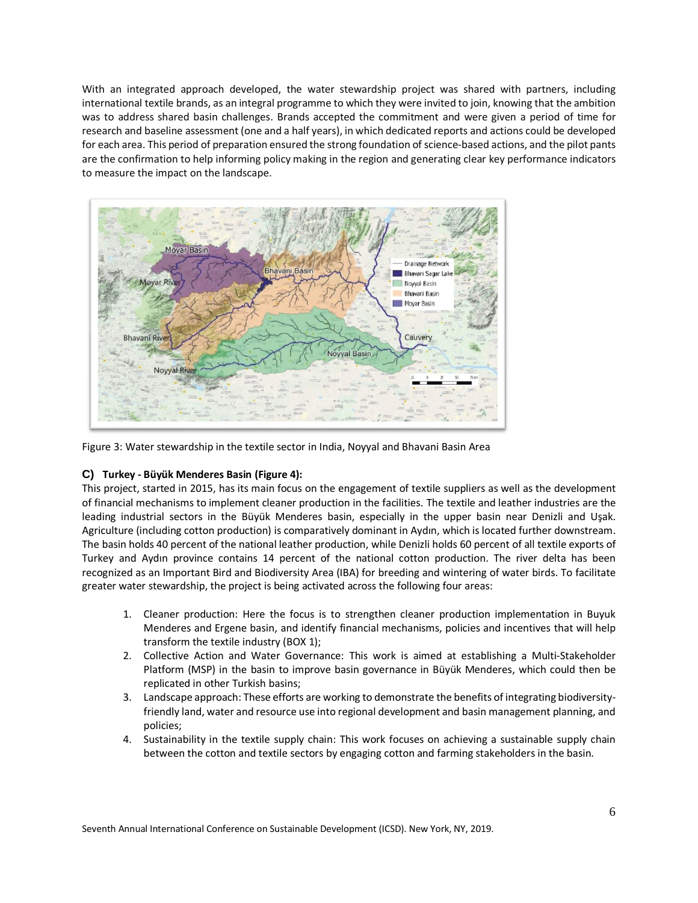With an integrated approach developed, the water stewardship project was shared with partners, including international textile brands, as an integral programme to which they were invited to join, knowing that the ambition was to address shared basin challenges. Brands accepted the commitment and were given a period of time for research and baseline assessment (one and a half years), in which dedicated reports and actions could be developed for each area. This period of preparation ensured the strong foundation of science-based actions, and the pilot pants are the confirmation to help informing policy making in the region and generating clear key performance indicators to measure the impact on the landscape.

Figure 3: Water stewardship in the textile sector in India, Noyyal and Bhavani Basin Area

### C) Turkey - Büyük Menderes Basin (Figure 4):

This project, started in 2015, has its main focus on the engagement of textile suppliers as well as the development of financial mechanisms to implement cleaner production in the facilities. The textile and leather industries are the leading industrial sectors in the Büyük Menderes basin, especially in the upper basin near Denizli and Uşak. Agriculture (including cotton production) is comparatively dominant in Aydın, which is located further downstream. The basin holds 40 percent of the national leather production, while Denizli holds 60 percent of all textile exports of Turkey and Aydın province contains 14 percent of the national cotton production. The river delta has been recognized as an Important Bird and Biodiversity Area (IBA) for breeding and wintering of water birds. To facilitate greater water stewardship, the project is being activated across the following four areas:

1. Cleaner production: Here the focus is to strengthen cleaner production implementation in Buyuk Menderes and Ergene basin, and identify financial mechanisms, policies and incentives that will help transform the textile industry (BOX 1);
2. Collective Action and Water Governance: This work is aimed at establishing a Multi-Stakeholder Platform (MSP) in the basin to improve basin governance in Büyük Menderes, which could then be replicated in other Turkish basins;
3. Landscape approach: These efforts are working to demonstrate the benefits of integrating biodiversity-friendly land, water and resource use into regional development and basin management planning, and policies;
4. Sustainability in the textile supply chain: This work focuses on achieving a sustainable supply chain between the cotton and textile sectors by engaging cotton and farming stakeholders in the basin.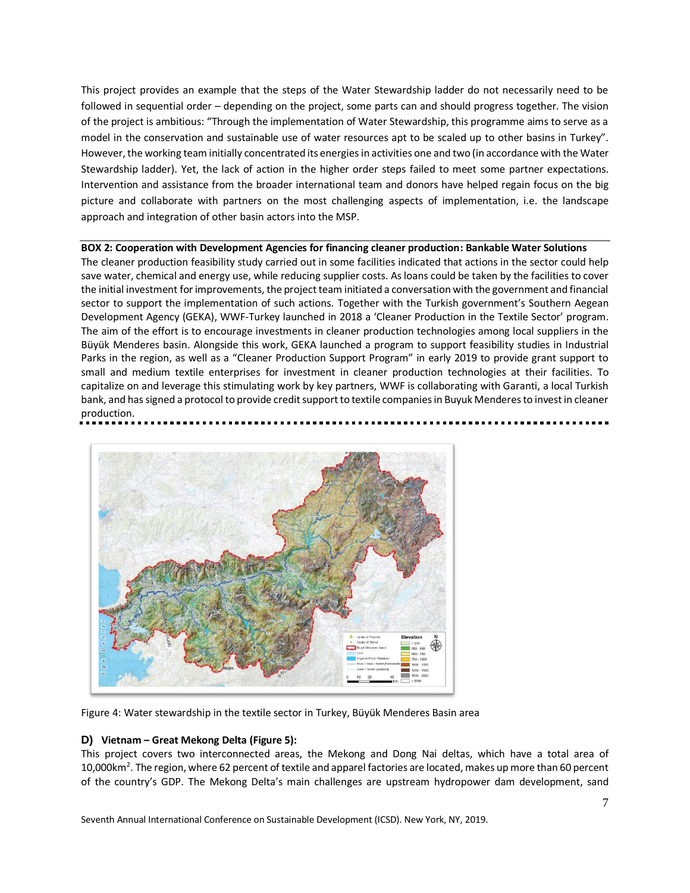This project provides an example that the steps of the Water Stewardship ladder do not necessarily need to be followed in sequential order – depending on the project, some parts can and should progress together. The vision of the project is ambitious: "Through the implementation of Water Stewardship, this programme aims to serve as a model in the conservation and sustainable use of water resources apt to be scaled up to other basins in Turkey". However, the working team initially concentrated its energies in activities one and two (in accordance with the Water Stewardship ladder). Yet, the lack of action in the higher order steps failed to meet some partner expectations. Intervention and assistance from the broader international team and donors have helped regain focus on the big picture and collaborate with partners on the most challenging aspects of implementation, i.e. the landscape approach and integration of other basin actors into the MSP.

**BOX 2: Cooperation with Development Agencies for financing cleaner production: Bankable Water Solutions**

The cleaner production feasibility study carried out in some facilities indicated that actions in the sector could help save water, chemical and energy use, while reducing supplier costs. As loans could be taken by the facilities to cover the initial investment for improvements, the project team initiated a conversation with the government and financial sector to support the implementation of such actions. Together with the Turkish government's Southern Aegean Development Agency (GEKA), WWF-Turkey launched in 2018 a 'Cleaner Production in the Textile Sector' program. The aim of the effort is to encourage investments in cleaner production technologies among local suppliers in the Büyük Menderes basin. Alongside this work, GEKA launched a program to support feasibility studies in Industrial Parks in the region, as well as a "Cleaner Production Support Program" in early 2019 to provide grant support to small and medium textile enterprises for investment in cleaner production technologies at their facilities. To capitalize on and leverage this stimulating work by key partners, WWF is collaborating with Garanti, a local Turkish bank, and has signed a protocol to provide credit support to textile companies in Buyuk Menderes to invest in cleaner production.

Figure 4: Water stewardship in the textile sector in Turkey, Büyük Menderes Basin area

### D) Vietnam – Great Mekong Delta (Figure 5):

This project covers two interconnected areas, the Mekong and Dong Nai deltas, which have a total area of 10,000km$^2$. The region, where 62 percent of textile and apparel factories are located, makes up more than 60 percent of the country's GDP. The Mekong Delta's main challenges are upstream hydropower dam development, sand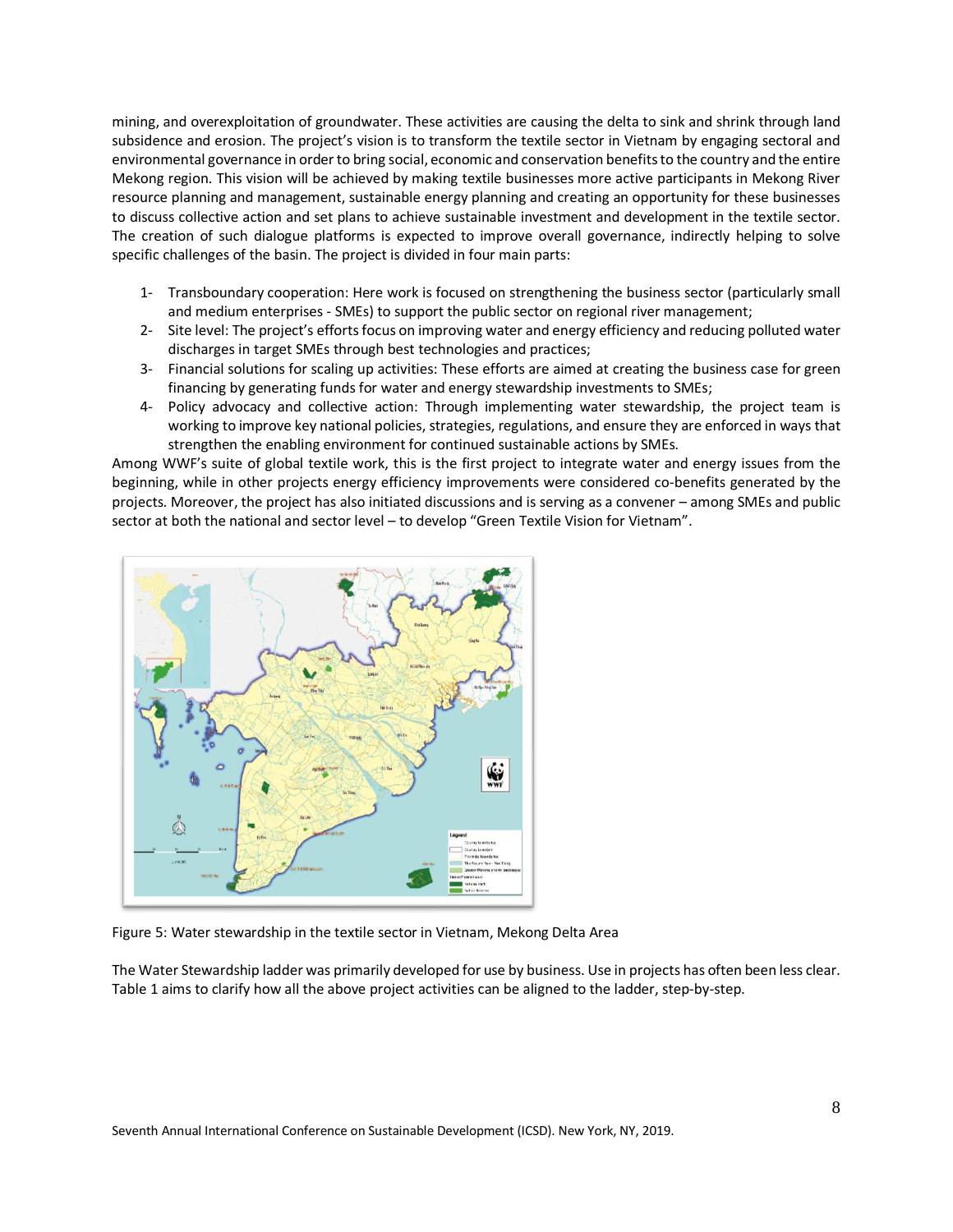mining, and overexploitation of groundwater. These activities are causing the delta to sink and shrink through land subsidence and erosion. The project's vision is to transform the textile sector in Vietnam by engaging sectoral and environmental governance in order to bring social, economic and conservation benefits to the country and the entire Mekong region. This vision will be achieved by making textile businesses more active participants in Mekong River resource planning and management, sustainable energy planning and creating an opportunity for these businesses to discuss collective action and set plans to achieve sustainable investment and development in the textile sector. The creation of such dialogue platforms is expected to improve overall governance, indirectly helping to solve specific challenges of the basin. The project is divided in four main parts:

1- Transboundary cooperation: Here work is focused on strengthening the business sector (particularly small and medium enterprises - SMEs) to support the public sector on regional river management;
2- Site level: The project's efforts focus on improving water and energy efficiency and reducing polluted water discharges in target SMEs through best technologies and practices;
3- Financial solutions for scaling up activities: These efforts are aimed at creating the business case for green financing by generating funds for water and energy stewardship investments to SMEs;
4- Policy advocacy and collective action: Through implementing water stewardship, the project team is working to improve key national policies, strategies, regulations, and ensure they are enforced in ways that strengthen the enabling environment for continued sustainable actions by SMEs.

Among WWF's suite of global textile work, this is the first project to integrate water and energy issues from the beginning, while in other projects energy efficiency improvements were considered co-benefits generated by the projects. Moreover, the project has also initiated discussions and is serving as a convener – among SMEs and public sector at both the national and sector level – to develop "Green Textile Vision for Vietnam".

Figure 5: Water stewardship in the textile sector in Vietnam, Mekong Delta Area

The Water Stewardship ladder was primarily developed for use by business. Use in projects has often been less clear. Table 1 aims to clarify how all the above project activities can be aligned to the ladder, step-by-step.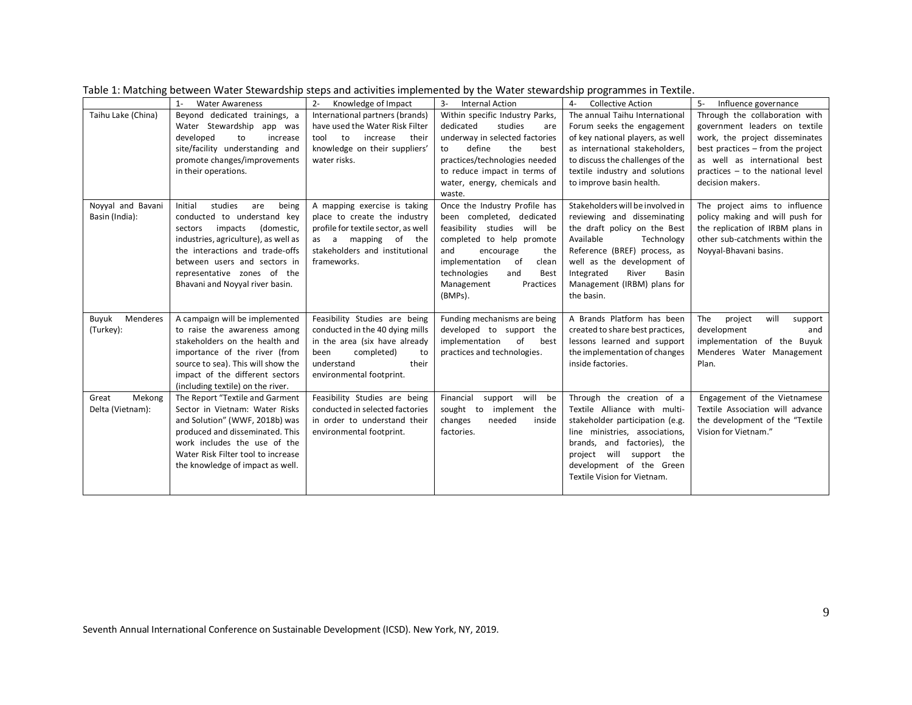Table 1: Matching between Water Stewardship steps and activities implemented by the Water stewardship programmes in Textile.

| | 1- Water Awareness | 2- Knowledge of Impact | 3- Internal Action | 4- Collective Action | 5- Influence governance |
|---|---|---|---|---|---|
| Taihu Lake (China) | Beyond dedicated trainings, a Water Stewardship app was developed to increase site/facility understanding and promote changes/improvements in their operations. | International partners (brands) have used the Water Risk Filter tool to increase their knowledge on their suppliers' water risks. | Within specific Industry Parks, dedicated studies are underway in selected factories to define the best practices/technologies needed to reduce impact in terms of water, energy, chemicals and waste. | The annual Taihu International Forum seeks the engagement of key national players, as well as international stakeholders, to discuss the challenges of the textile industry and solutions to improve basin health. | Through the collaboration with government leaders on textile work, the project disseminates best practices – from the project as well as international best practices – to the national level decision makers. |
| Noyyal and Bavani Basin (India): | Initial studies are being conducted to understand key sectors impacts (domestic, industries, agriculture), as well as the interactions and trade-offs between users and sectors in representative zones of the Bhavani and Noyyal river basin. | A mapping exercise is taking place to create the industry profile for textile sector, as well as a mapping of the stakeholders and institutional frameworks. | Once the Industry Profile has been completed, dedicated feasibility studies will be completed to help promote and encourage the implementation of clean technologies and Best Management Practices (BMPs). | Stakeholders will be involved in reviewing and disseminating the draft policy on the Best Available Technology Reference (BREF) process, as well as the development of Integrated River Basin Management (IRBM) plans for the basin. | The project aims to influence policy making and will push for the replication of IRBM plans in other sub-catchments within the Noyyal-Bhavani basins. |
| Buyuk Menderes (Turkey): | A campaign will be implemented to raise the awareness among stakeholders on the health and importance of the river (from source to sea). This will show the impact of the different sectors (including textile) on the river. | Feasibility Studies are being conducted in the 40 dying mills in the area (six have already been completed) to understand their environmental footprint. | Funding mechanisms are being developed to support the implementation of best practices and technologies. | A Brands Platform has been created to share best practices, lessons learned and support the implementation of changes inside factories. | The project will support development and implementation of the Buyuk Menderes Water Management Plan. |
| Great Mekong Delta (Vietnam): | The Report "Textile and Garment Sector in Vietnam: Water Risks and Solution" (WWF, 2018b) was produced and disseminated. This work includes the use of the Water Risk Filter tool to increase the knowledge of impact as well. | Feasibility Studies are being conducted in selected factories in order to understand their environmental footprint. | Financial support will be sought to implement the changes needed inside factories. | Through the creation of a Textile Alliance with multi-stakeholder participation (e.g. line ministries, associations, brands, and factories), the project will support the development of the Green Textile Vision for Vietnam. | Engagement of the Vietnamese Textile Association will advance the development of the "Textile Vision for Vietnam." |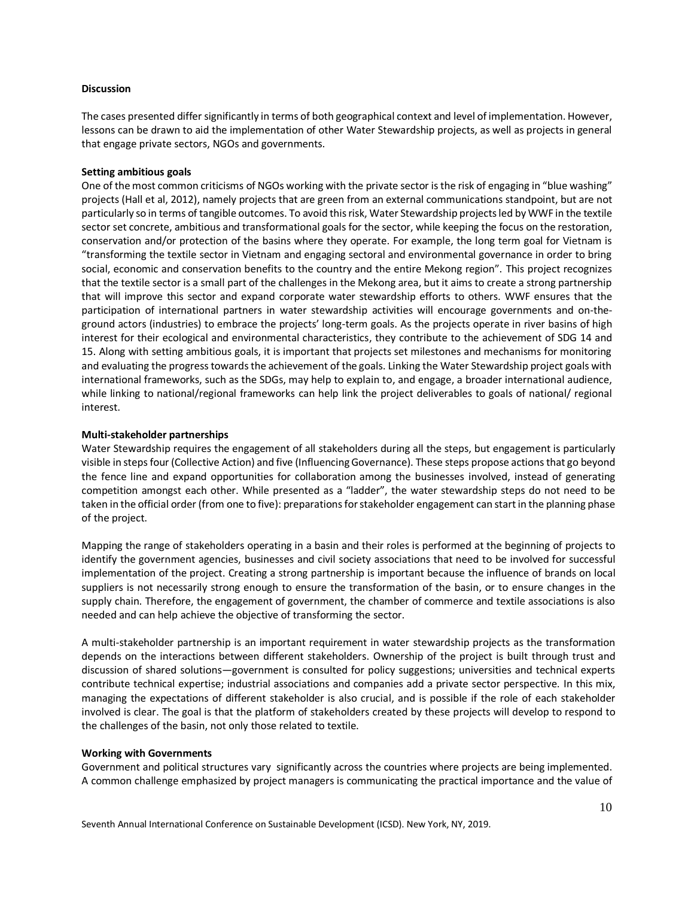**Discussion**

The cases presented differ significantly in terms of both geographical context and level of implementation. However, lessons can be drawn to aid the implementation of other Water Stewardship projects, as well as projects in general that engage private sectors, NGOs and governments.

**Setting ambitious goals**

One of the most common criticisms of NGOs working with the private sector is the risk of engaging in "blue washing" projects (Hall et al, 2012), namely projects that are green from an external communications standpoint, but are not particularly so in terms of tangible outcomes. To avoid this risk, Water Stewardship projects led by WWF in the textile sector set concrete, ambitious and transformational goals for the sector, while keeping the focus on the restoration, conservation and/or protection of the basins where they operate. For example, the long term goal for Vietnam is "transforming the textile sector in Vietnam and engaging sectoral and environmental governance in order to bring social, economic and conservation benefits to the country and the entire Mekong region". This project recognizes that the textile sector is a small part of the challenges in the Mekong area, but it aims to create a strong partnership that will improve this sector and expand corporate water stewardship efforts to others. WWF ensures that the participation of international partners in water stewardship activities will encourage governments and on-the-ground actors (industries) to embrace the projects' long-term goals. As the projects operate in river basins of high interest for their ecological and environmental characteristics, they contribute to the achievement of SDG 14 and 15. Along with setting ambitious goals, it is important that projects set milestones and mechanisms for monitoring and evaluating the progress towards the achievement of the goals. Linking the Water Stewardship project goals with international frameworks, such as the SDGs, may help to explain to, and engage, a broader international audience, while linking to national/regional frameworks can help link the project deliverables to goals of national/ regional interest.

**Multi-stakeholder partnerships**

Water Stewardship requires the engagement of all stakeholders during all the steps, but engagement is particularly visible in steps four (Collective Action) and five (Influencing Governance). These steps propose actions that go beyond the fence line and expand opportunities for collaboration among the businesses involved, instead of generating competition amongst each other. While presented as a "ladder", the water stewardship steps do not need to be taken in the official order (from one to five): preparations for stakeholder engagement can start in the planning phase of the project.

Mapping the range of stakeholders operating in a basin and their roles is performed at the beginning of projects to identify the government agencies, businesses and civil society associations that need to be involved for successful implementation of the project. Creating a strong partnership is important because the influence of brands on local suppliers is not necessarily strong enough to ensure the transformation of the basin, or to ensure changes in the supply chain. Therefore, the engagement of government, the chamber of commerce and textile associations is also needed and can help achieve the objective of transforming the sector.

A multi-stakeholder partnership is an important requirement in water stewardship projects as the transformation depends on the interactions between different stakeholders. Ownership of the project is built through trust and discussion of shared solutions—government is consulted for policy suggestions; universities and technical experts contribute technical expertise; industrial associations and companies add a private sector perspective. In this mix, managing the expectations of different stakeholder is also crucial, and is possible if the role of each stakeholder involved is clear. The goal is that the platform of stakeholders created by these projects will develop to respond to the challenges of the basin, not only those related to textile.

**Working with Governments**

Government and political structures vary significantly across the countries where projects are being implemented. A common challenge emphasized by project managers is communicating the practical importance and the value of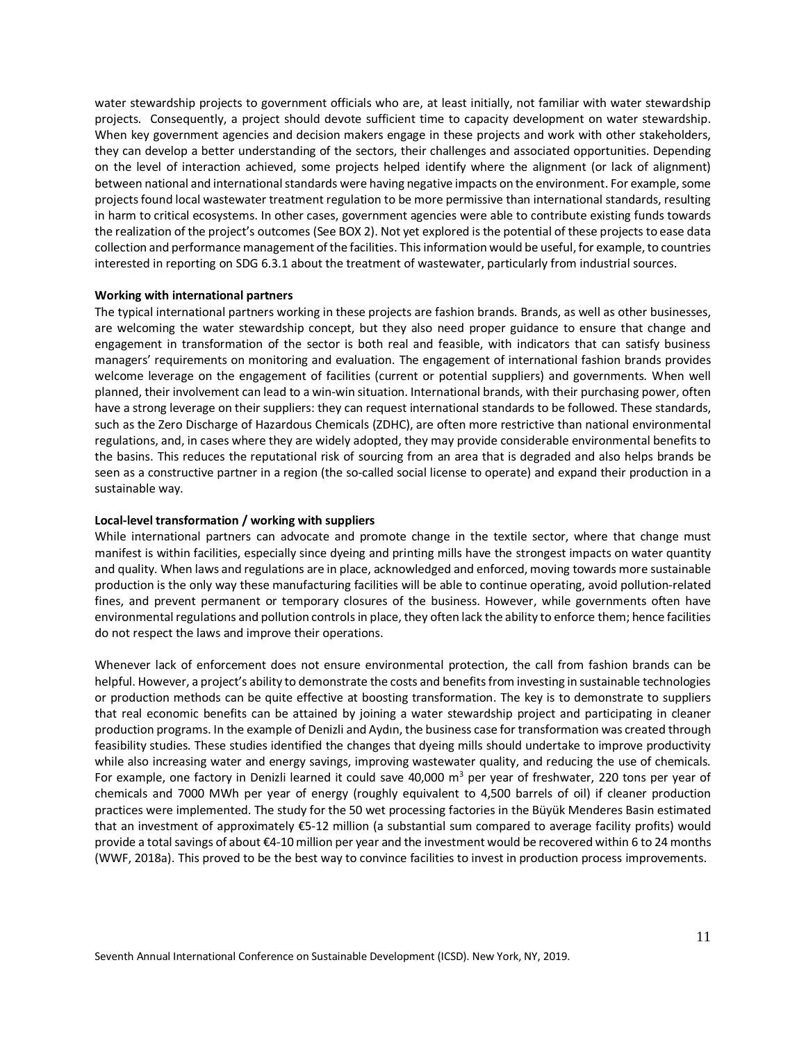water stewardship projects to government officials who are, at least initially, not familiar with water stewardship projects. Consequently, a project should devote sufficient time to capacity development on water stewardship. When key government agencies and decision makers engage in these projects and work with other stakeholders, they can develop a better understanding of the sectors, their challenges and associated opportunities. Depending on the level of interaction achieved, some projects helped identify where the alignment (or lack of alignment) between national and international standards were having negative impacts on the environment. For example, some projects found local wastewater treatment regulation to be more permissive than international standards, resulting in harm to critical ecosystems. In other cases, government agencies were able to contribute existing funds towards the realization of the project's outcomes (See BOX 2). Not yet explored is the potential of these projects to ease data collection and performance management of the facilities. This information would be useful, for example, to countries interested in reporting on SDG 6.3.1 about the treatment of wastewater, particularly from industrial sources.

**Working with international partners**

The typical international partners working in these projects are fashion brands. Brands, as well as other businesses, are welcoming the water stewardship concept, but they also need proper guidance to ensure that change and engagement in transformation of the sector is both real and feasible, with indicators that can satisfy business managers' requirements on monitoring and evaluation. The engagement of international fashion brands provides welcome leverage on the engagement of facilities (current or potential suppliers) and governments. When well planned, their involvement can lead to a win-win situation. International brands, with their purchasing power, often have a strong leverage on their suppliers: they can request international standards to be followed. These standards, such as the Zero Discharge of Hazardous Chemicals (ZDHC), are often more restrictive than national environmental regulations, and, in cases where they are widely adopted, they may provide considerable environmental benefits to the basins. This reduces the reputational risk of sourcing from an area that is degraded and also helps brands be seen as a constructive partner in a region (the so-called social license to operate) and expand their production in a sustainable way.

**Local-level transformation / working with suppliers**

While international partners can advocate and promote change in the textile sector, where that change must manifest is within facilities, especially since dyeing and printing mills have the strongest impacts on water quantity and quality. When laws and regulations are in place, acknowledged and enforced, moving towards more sustainable production is the only way these manufacturing facilities will be able to continue operating, avoid pollution-related fines, and prevent permanent or temporary closures of the business. However, while governments often have environmental regulations and pollution controls in place, they often lack the ability to enforce them; hence facilities do not respect the laws and improve their operations.

Whenever lack of enforcement does not ensure environmental protection, the call from fashion brands can be helpful. However, a project's ability to demonstrate the costs and benefits from investing in sustainable technologies or production methods can be quite effective at boosting transformation. The key is to demonstrate to suppliers that real economic benefits can be attained by joining a water stewardship project and participating in cleaner production programs. In the example of Denizli and Aydın, the business case for transformation was created through feasibility studies. These studies identified the changes that dyeing mills should undertake to improve productivity while also increasing water and energy savings, improving wastewater quality, and reducing the use of chemicals. For example, one factory in Denizli learned it could save 40,000 $m^3$ per year of freshwater, 220 tons per year of chemicals and 7000 MWh per year of energy (roughly equivalent to 4,500 barrels of oil) if cleaner production practices were implemented. The study for the 50 wet processing factories in the Büyük Menderes Basin estimated that an investment of approximately €5-12 million (a substantial sum compared to average facility profits) would provide a total savings of about €4-10 million per year and the investment would be recovered within 6 to 24 months (WWF, 2018a). This proved to be the best way to convince facilities to invest in production process improvements.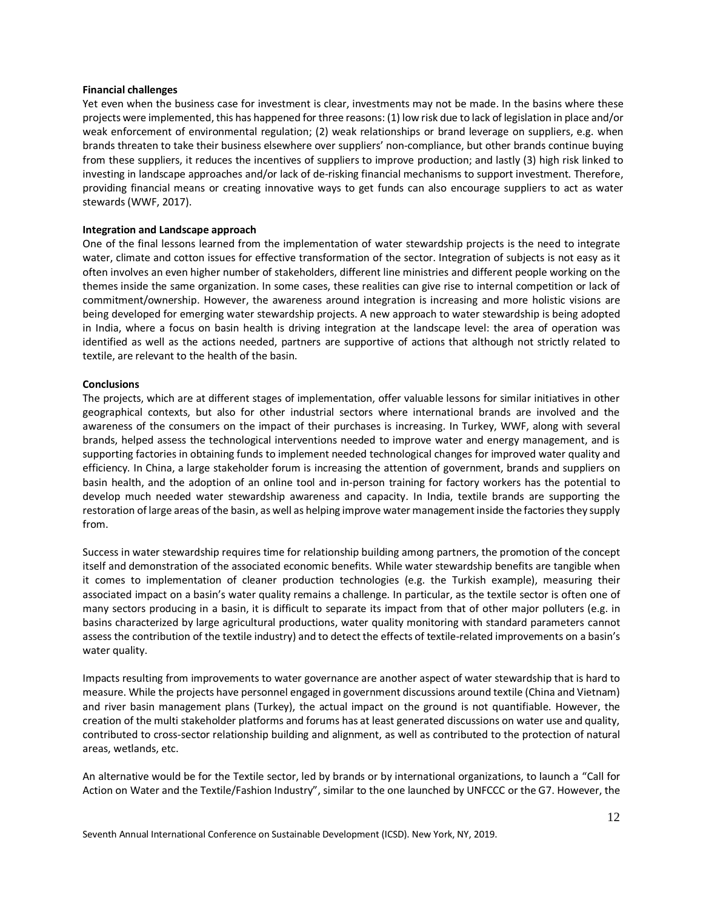**Financial challenges**

Yet even when the business case for investment is clear, investments may not be made. In the basins where these projects were implemented, this has happened for three reasons: (1) low risk due to lack of legislation in place and/or weak enforcement of environmental regulation; (2) weak relationships or brand leverage on suppliers, e.g. when brands threaten to take their business elsewhere over suppliers' non-compliance, but other brands continue buying from these suppliers, it reduces the incentives of suppliers to improve production; and lastly (3) high risk linked to investing in landscape approaches and/or lack of de-risking financial mechanisms to support investment. Therefore, providing financial means or creating innovative ways to get funds can also encourage suppliers to act as water stewards (WWF, 2017).

**Integration and Landscape approach**

One of the final lessons learned from the implementation of water stewardship projects is the need to integrate water, climate and cotton issues for effective transformation of the sector. Integration of subjects is not easy as it often involves an even higher number of stakeholders, different line ministries and different people working on the themes inside the same organization. In some cases, these realities can give rise to internal competition or lack of commitment/ownership. However, the awareness around integration is increasing and more holistic visions are being developed for emerging water stewardship projects. A new approach to water stewardship is being adopted in India, where a focus on basin health is driving integration at the landscape level: the area of operation was identified as well as the actions needed, partners are supportive of actions that although not strictly related to textile, are relevant to the health of the basin.

**Conclusions**

The projects, which are at different stages of implementation, offer valuable lessons for similar initiatives in other geographical contexts, but also for other industrial sectors where international brands are involved and the awareness of the consumers on the impact of their purchases is increasing. In Turkey, WWF, along with several brands, helped assess the technological interventions needed to improve water and energy management, and is supporting factories in obtaining funds to implement needed technological changes for improved water quality and efficiency. In China, a large stakeholder forum is increasing the attention of government, brands and suppliers on basin health, and the adoption of an online tool and in-person training for factory workers has the potential to develop much needed water stewardship awareness and capacity. In India, textile brands are supporting the restoration of large areas of the basin, as well as helping improve water management inside the factories they supply from.

Success in water stewardship requires time for relationship building among partners, the promotion of the concept itself and demonstration of the associated economic benefits. While water stewardship benefits are tangible when it comes to implementation of cleaner production technologies (e.g. the Turkish example), measuring their associated impact on a basin's water quality remains a challenge. In particular, as the textile sector is often one of many sectors producing in a basin, it is difficult to separate its impact from that of other major polluters (e.g. in basins characterized by large agricultural productions, water quality monitoring with standard parameters cannot assess the contribution of the textile industry) and to detect the effects of textile-related improvements on a basin's water quality.

Impacts resulting from improvements to water governance are another aspect of water stewardship that is hard to measure. While the projects have personnel engaged in government discussions around textile (China and Vietnam) and river basin management plans (Turkey), the actual impact on the ground is not quantifiable. However, the creation of the multi stakeholder platforms and forums has at least generated discussions on water use and quality, contributed to cross-sector relationship building and alignment, as well as contributed to the protection of natural areas, wetlands, etc.

An alternative would be for the Textile sector, led by brands or by international organizations, to launch a "Call for Action on Water and the Textile/Fashion Industry", similar to the one launched by UNFCCC or the G7. However, the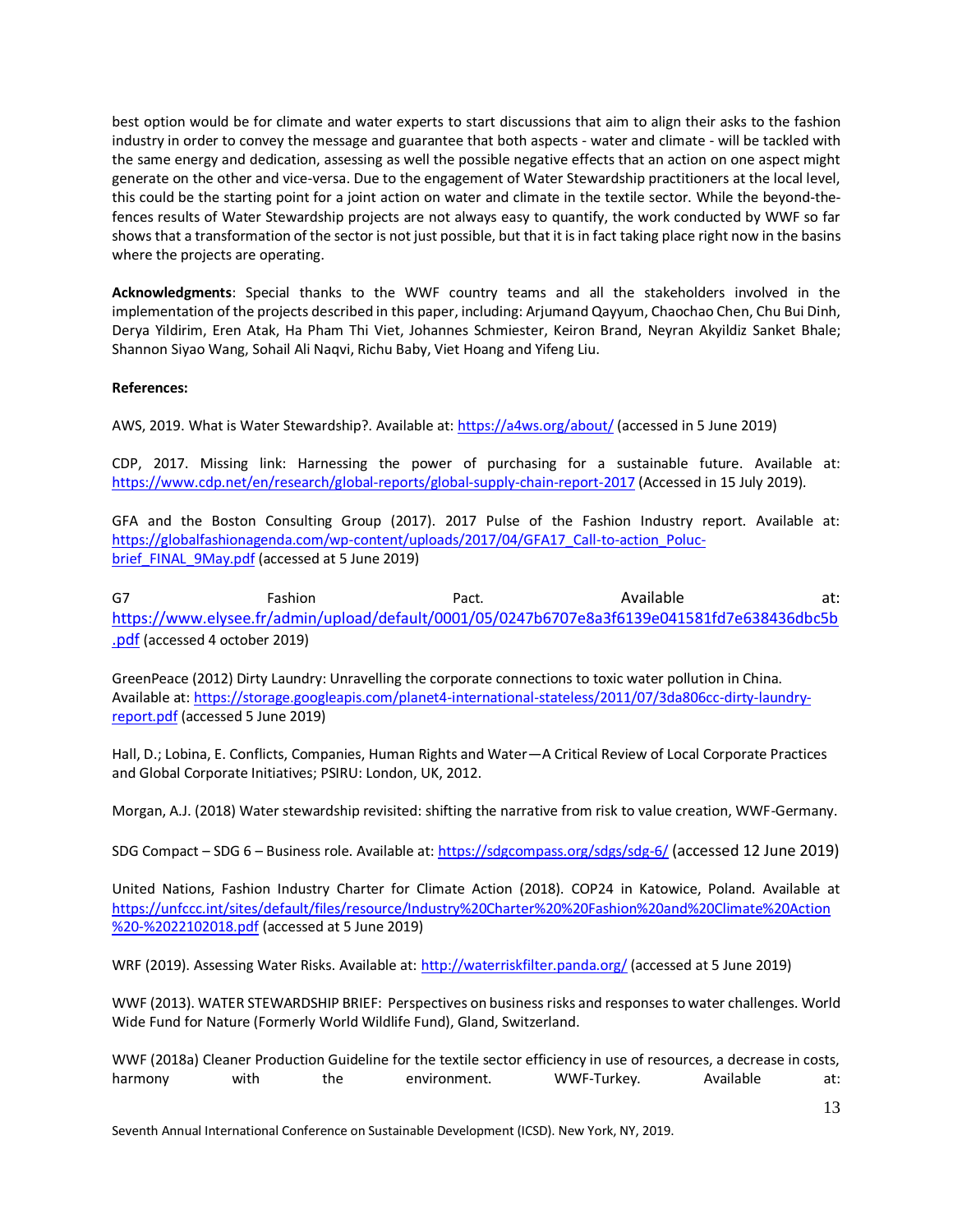best option would be for climate and water experts to start discussions that aim to align their asks to the fashion industry in order to convey the message and guarantee that both aspects - water and climate - will be tackled with the same energy and dedication, assessing as well the possible negative effects that an action on one aspect might generate on the other and vice-versa. Due to the engagement of Water Stewardship practitioners at the local level, this could be the starting point for a joint action on water and climate in the textile sector. While the beyond-the-fences results of Water Stewardship projects are not always easy to quantify, the work conducted by WWF so far shows that a transformation of the sector is not just possible, but that it is in fact taking place right now in the basins where the projects are operating.

**Acknowledgments**: Special thanks to the WWF country teams and all the stakeholders involved in the implementation of the projects described in this paper, including: Arjumand Qayyum, Chaochao Chen, Chu Bui Dinh, Derya Yildirim, Eren Atak, Ha Pham Thi Viet, Johannes Schmiester, Keiron Brand, Neyran Akyildiz Sanket Bhale; Shannon Siyao Wang, Sohail Ali Naqvi, Richu Baby, Viet Hoang and Yifeng Liu.

**References:**

AWS, 2019. What is Water Stewardship?. Available at: https://a4ws.org/about/ (accessed in 5 June 2019)

CDP, 2017. Missing link: Harnessing the power of purchasing for a sustainable future. Available at: https://www.cdp.net/en/research/global-reports/global-supply-chain-report-2017 (Accessed in 15 July 2019).

GFA and the Boston Consulting Group (2017). 2017 Pulse of the Fashion Industry report. Available at: https://globalfashionagenda.com/wp-content/uploads/2017/04/GFA17_Call-to-action_Poluc-brief_FINAL_9May.pdf (accessed at 5 June 2019)

G7 Fashion Pact. Available at: https://www.elysee.fr/admin/upload/default/0001/05/0247b6707e8a3f6139e041581fd7e638436dbc5b.pdf (accessed 4 october 2019)

GreenPeace (2012) Dirty Laundry: Unravelling the corporate connections to toxic water pollution in China. Available at: https://storage.googleapis.com/planet4-international-stateless/2011/07/3da806cc-dirty-laundry-report.pdf (accessed 5 June 2019)

Hall, D.; Lobina, E. Conflicts, Companies, Human Rights and Water—A Critical Review of Local Corporate Practices and Global Corporate Initiatives; PSIRU: London, UK, 2012.

Morgan, A.J. (2018) Water stewardship revisited: shifting the narrative from risk to value creation, WWF-Germany.

SDG Compact – SDG 6 – Business role. Available at: https://sdgcompass.org/sdgs/sdg-6/ (accessed 12 June 2019)

United Nations, Fashion Industry Charter for Climate Action (2018). COP24 in Katowice, Poland. Available at https://unfccc.int/sites/default/files/resource/Industry%20Charter%20%20Fashion%20and%20Climate%20Action%20-%2022102018.pdf (accessed at 5 June 2019)

WRF (2019). Assessing Water Risks. Available at: http://waterriskfilter.panda.org/ (accessed at 5 June 2019)

WWF (2013). WATER STEWARDSHIP BRIEF: Perspectives on business risks and responses to water challenges. World Wide Fund for Nature (Formerly World Wildlife Fund), Gland, Switzerland.

WWF (2018a) Cleaner Production Guideline for the textile sector efficiency in use of resources, a decrease in costs, harmony with the environment. WWF-Turkey. Available at: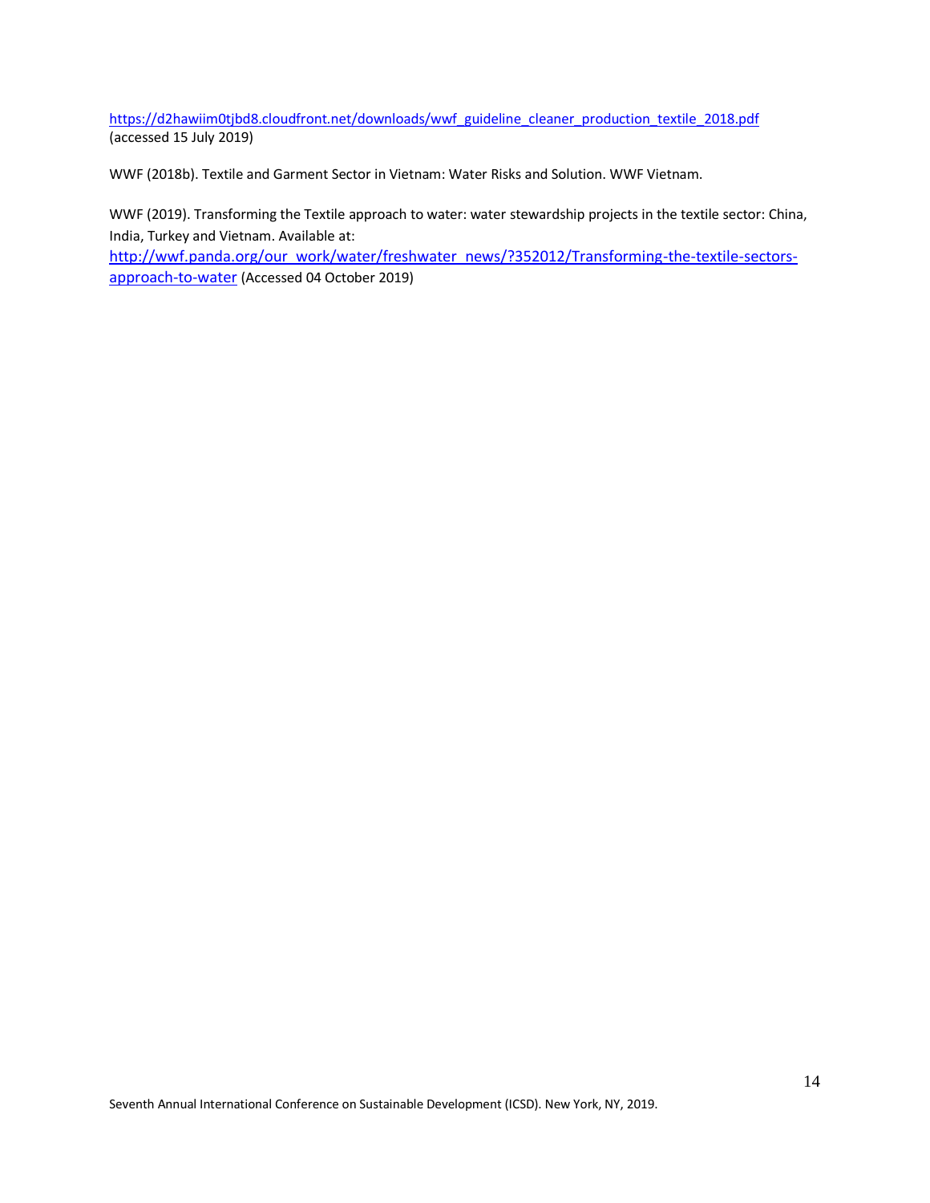https://d2hawiim0tjbd8.cloudfront.net/downloads/wwf_guideline_cleaner_production_textile_2018.pdf (accessed 15 July 2019)

WWF (2018b). Textile and Garment Sector in Vietnam: Water Risks and Solution. WWF Vietnam.

WWF (2019). Transforming the Textile approach to water: water stewardship projects in the textile sector: China, India, Turkey and Vietnam. Available at: http://wwf.panda.org/our_work/water/freshwater_news/?352012/Transforming-the-textile-sectors-approach-to-water (Accessed 04 October 2019)